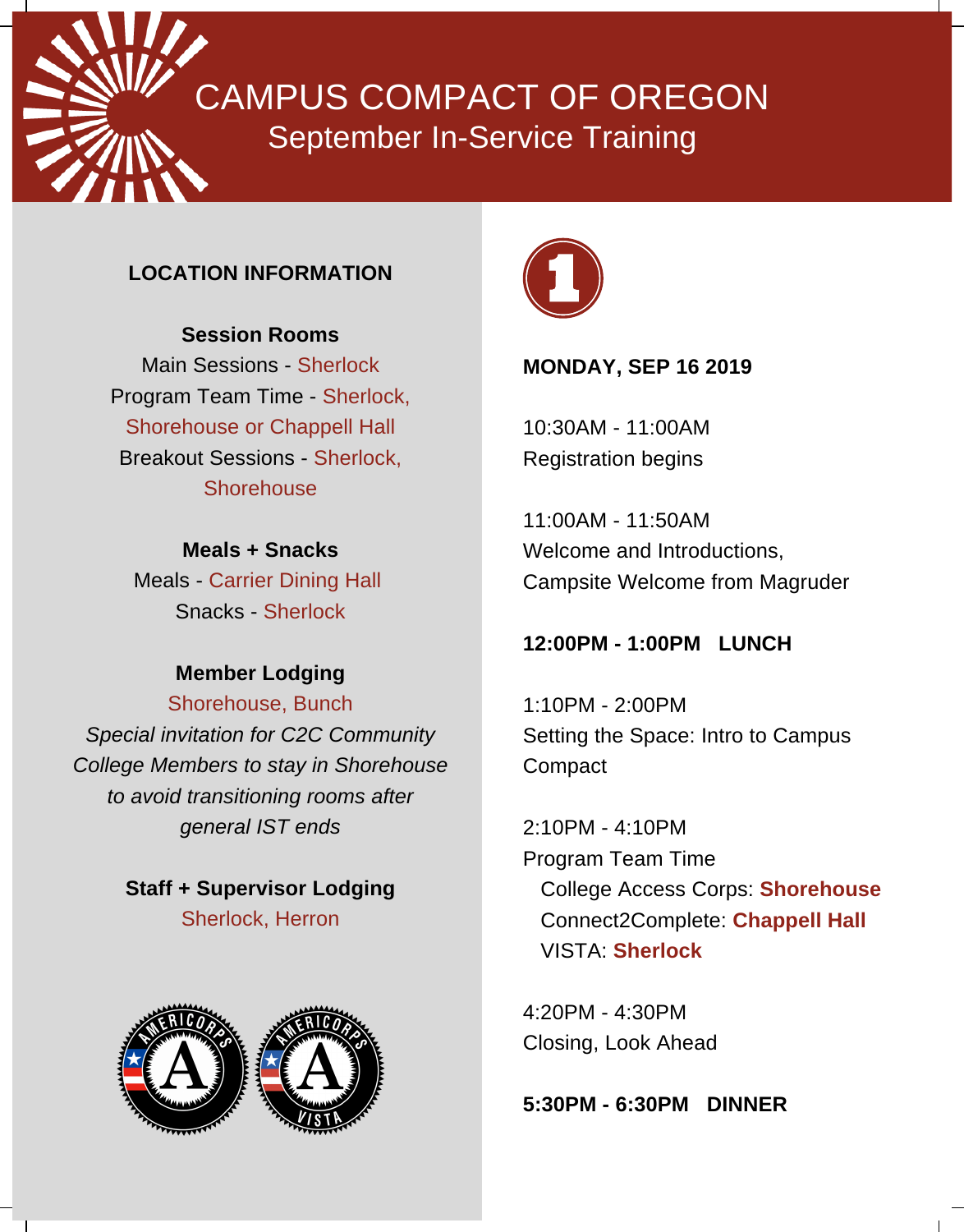# CAMPUS COMPACT OF OREGON

## September In-Service Training

### LOCATION INFORMATION

**Session Rooms**

Main Sessions - Sherlock
Program Team Time - Sherlock, Shorehouse or Chappell Hall
Breakout Sessions - Sherlock, Shorehouse

**Meals + Snacks**

Meals - Carrier Dining Hall
Snacks - Sherlock

**Member Lodging**

Shorehouse, Bunch

*Special invitation for C2C Community College Members to stay in Shorehouse to avoid transitioning rooms after general IST ends*

**Staff + Supervisor Lodging**

Sherlock, Herron

1

**MONDAY, SEP 16 2019**

10:30AM - 11:00AM
Registration begins

11:00AM - 11:50AM
Welcome and Introductions,
Campsite Welcome from Magruder

**12:00PM - 1:00PM LUNCH**

1:10PM - 2:00PM
Setting the Space: Intro to Campus Compact

2:10PM - 4:10PM
Program Team Time
- College Access Corps: **Shorehouse**
- Connect2Complete: **Chappell Hall**
- VISTA: **Sherlock**

4:20PM - 4:30PM
Closing, Look Ahead

**5:30PM - 6:30PM DINNER**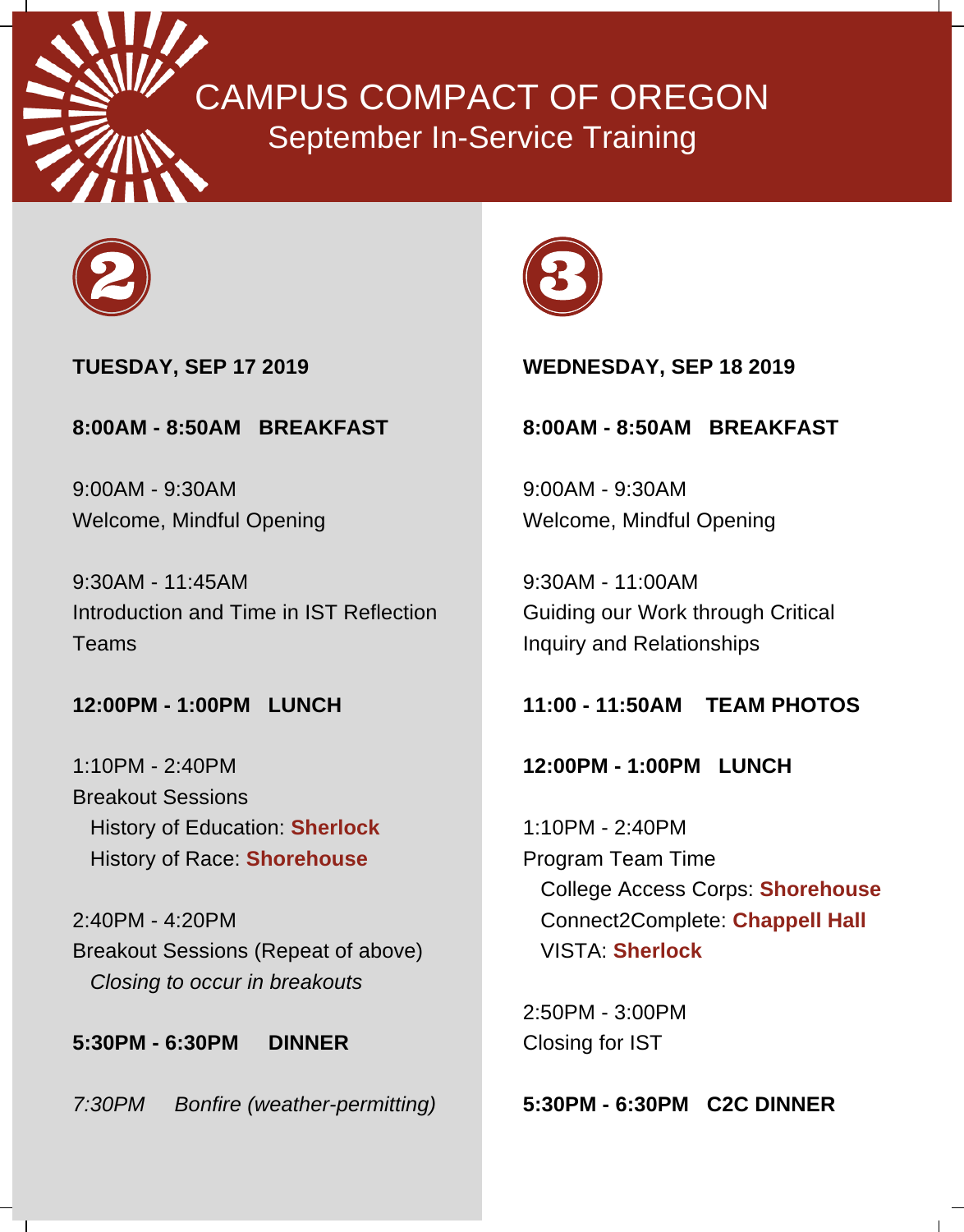# CAMPUS COMPACT OF OREGON

## September In-Service Training

2

**TUESDAY, SEP 17 2019**

**8:00AM - 8:50AM BREAKFAST**

9:00AM - 9:30AM
Welcome, Mindful Opening

9:30AM - 11:45AM
Introduction and Time in IST Reflection Teams

**12:00PM - 1:00PM LUNCH**

1:10PM - 2:40PM
Breakout Sessions
- History of Education: **Sherlock**
- History of Race: **Shorehouse**

2:40PM - 4:20PM
Breakout Sessions (Repeat of above)
*Closing to occur in breakouts*

**5:30PM - 6:30PM DINNER**

*7:30PM Bonfire (weather-permitting)*

3

**WEDNESDAY, SEP 18 2019**

**8:00AM - 8:50AM BREAKFAST**

9:00AM - 9:30AM
Welcome, Mindful Opening

9:30AM - 11:00AM
Guiding our Work through Critical Inquiry and Relationships

**11:00 - 11:50AM TEAM PHOTOS**

**12:00PM - 1:00PM LUNCH**

1:10PM - 2:40PM
Program Team Time
- College Access Corps: **Shorehouse**
- Connect2Complete: **Chappell Hall**
- VISTA: **Sherlock**

2:50PM - 3:00PM
Closing for IST

**5:30PM - 6:30PM C2C DINNER**